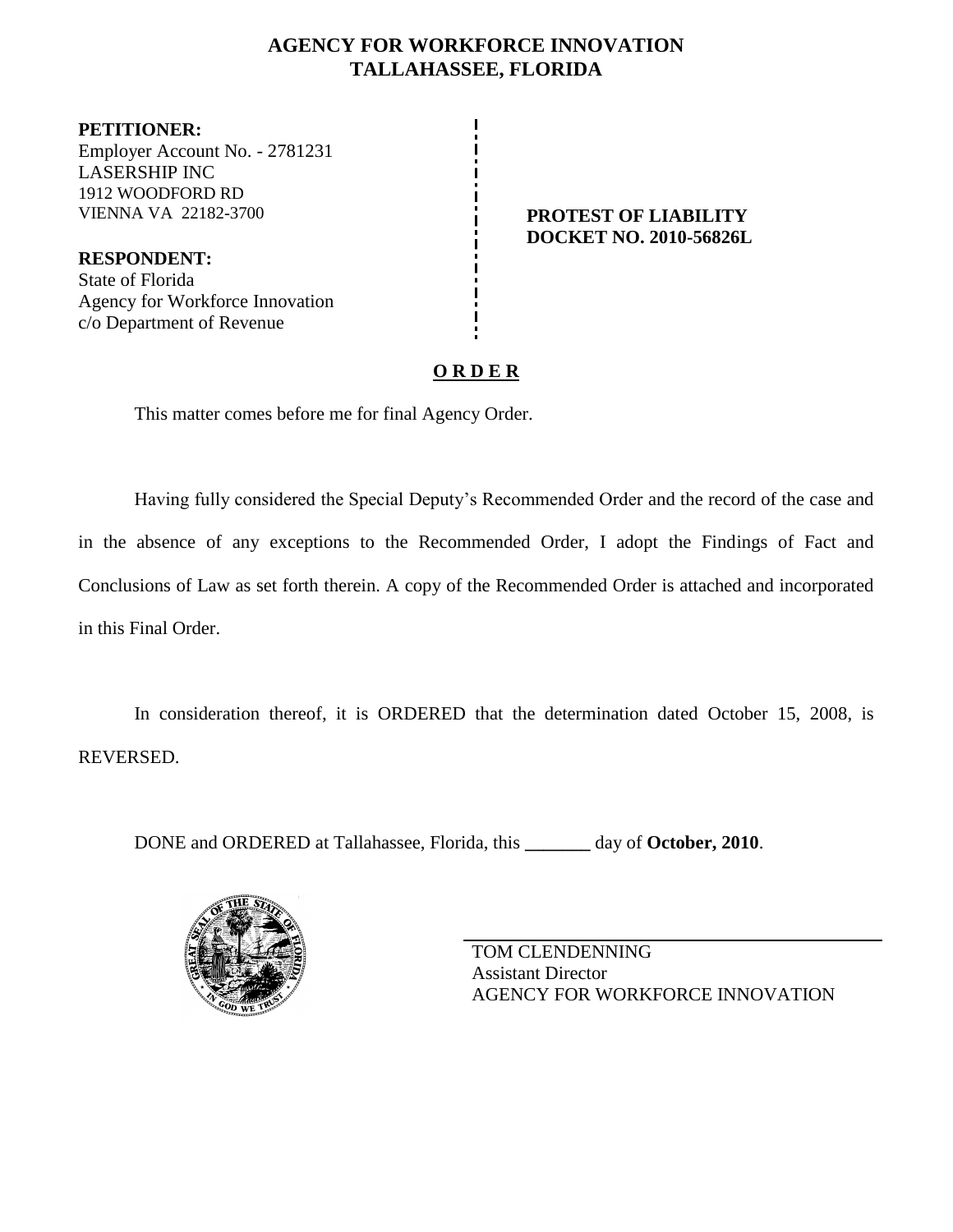# AGENCY FOR WORKFORCE INNOVATION
# TALLAHASSEE, FLORIDA

**PETITIONER:**
Employer Account No. - 2781231
LASERSHIP INC
1912 WOODFORD RD
VIENNA VA 22182-3700

**RESPONDENT:**
State of Florida
Agency for Workforce Innovation
c/o Department of Revenue

**PROTEST OF LIABILITY**
**DOCKET NO. 2010-56826L**

## O R D E R

This matter comes before me for final Agency Order.

Having fully considered the Special Deputy's Recommended Order and the record of the case and in the absence of any exceptions to the Recommended Order, I adopt the Findings of Fact and Conclusions of Law as set forth therein. A copy of the Recommended Order is attached and incorporated in this Final Order.

In consideration thereof, it is ORDERED that the determination dated October 15, 2008, is REVERSED.

DONE and ORDERED at Tallahassee, Florida, this _______ day of **October, 2010**.

TOM CLENDENNING
Assistant Director
AGENCY FOR WORKFORCE INNOVATION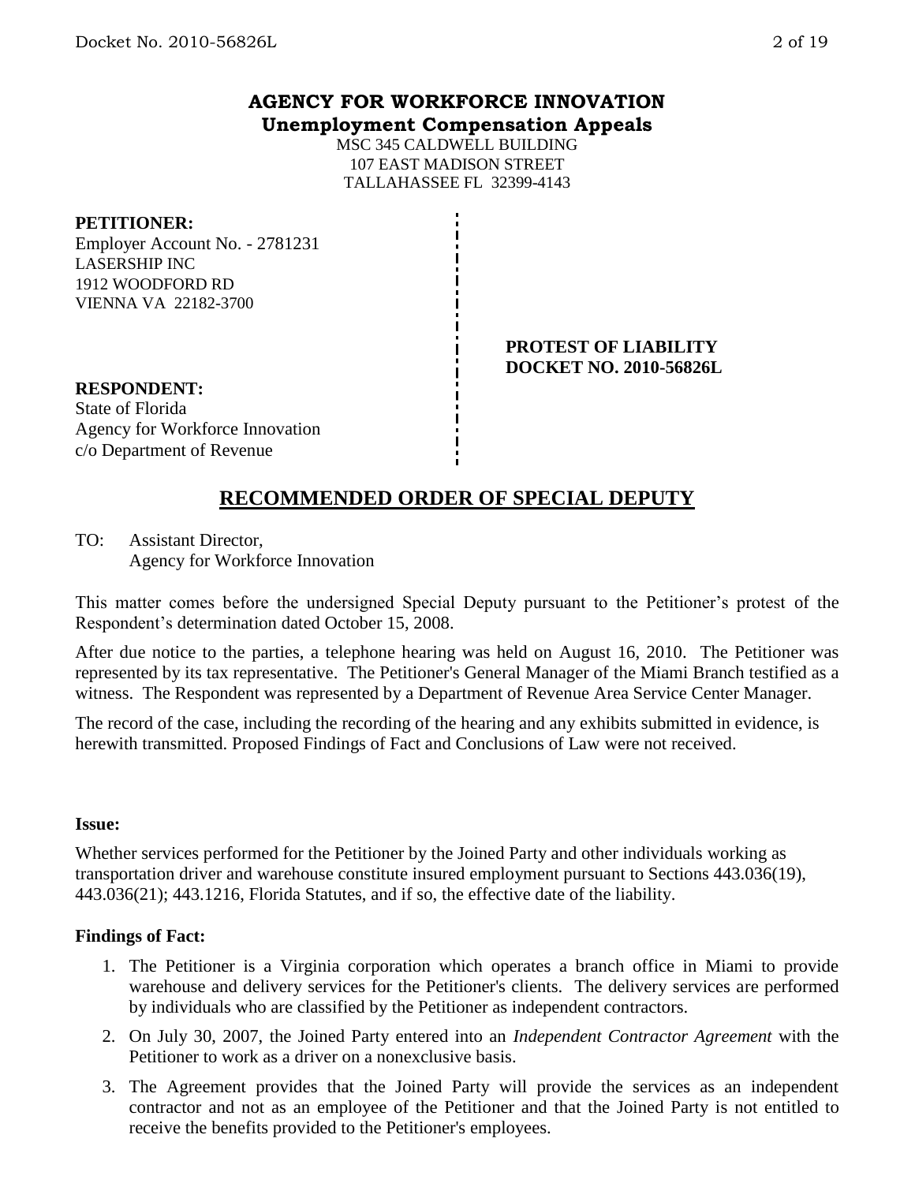# AGENCY FOR WORKFORCE INNOVATION
**Unemployment Compensation Appeals**

MSC 345 CALDWELL BUILDING
107 EAST MADISON STREET
TALLAHASSEE FL 32399-4143

**PETITIONER:**
Employer Account No. - 2781231
LASERSHIP INC
1912 WOODFORD RD
VIENNA VA 22182-3700

**PROTEST OF LIABILITY**
**DOCKET NO. 2010-56826L**

**RESPONDENT:**
State of Florida
Agency for Workforce Innovation
c/o Department of Revenue

## RECOMMENDED ORDER OF SPECIAL DEPUTY

TO: Assistant Director,
Agency for Workforce Innovation

This matter comes before the undersigned Special Deputy pursuant to the Petitioner's protest of the Respondent's determination dated October 15, 2008.

After due notice to the parties, a telephone hearing was held on August 16, 2010. The Petitioner was represented by its tax representative. The Petitioner's General Manager of the Miami Branch testified as a witness. The Respondent was represented by a Department of Revenue Area Service Center Manager.

The record of the case, including the recording of the hearing and any exhibits submitted in evidence, is herewith transmitted. Proposed Findings of Fact and Conclusions of Law were not received.

### Issue:

Whether services performed for the Petitioner by the Joined Party and other individuals working as transportation driver and warehouse constitute insured employment pursuant to Sections 443.036(19), 443.036(21); 443.1216, Florida Statutes, and if so, the effective date of the liability.

### Findings of Fact:

1. The Petitioner is a Virginia corporation which operates a branch office in Miami to provide warehouse and delivery services for the Petitioner's clients. The delivery services are performed by individuals who are classified by the Petitioner as independent contractors.
2. On July 30, 2007, the Joined Party entered into an *Independent Contractor Agreement* with the Petitioner to work as a driver on a nonexclusive basis.
3. The Agreement provides that the Joined Party will provide the services as an independent contractor and not as an employee of the Petitioner and that the Joined Party is not entitled to receive the benefits provided to the Petitioner's employees.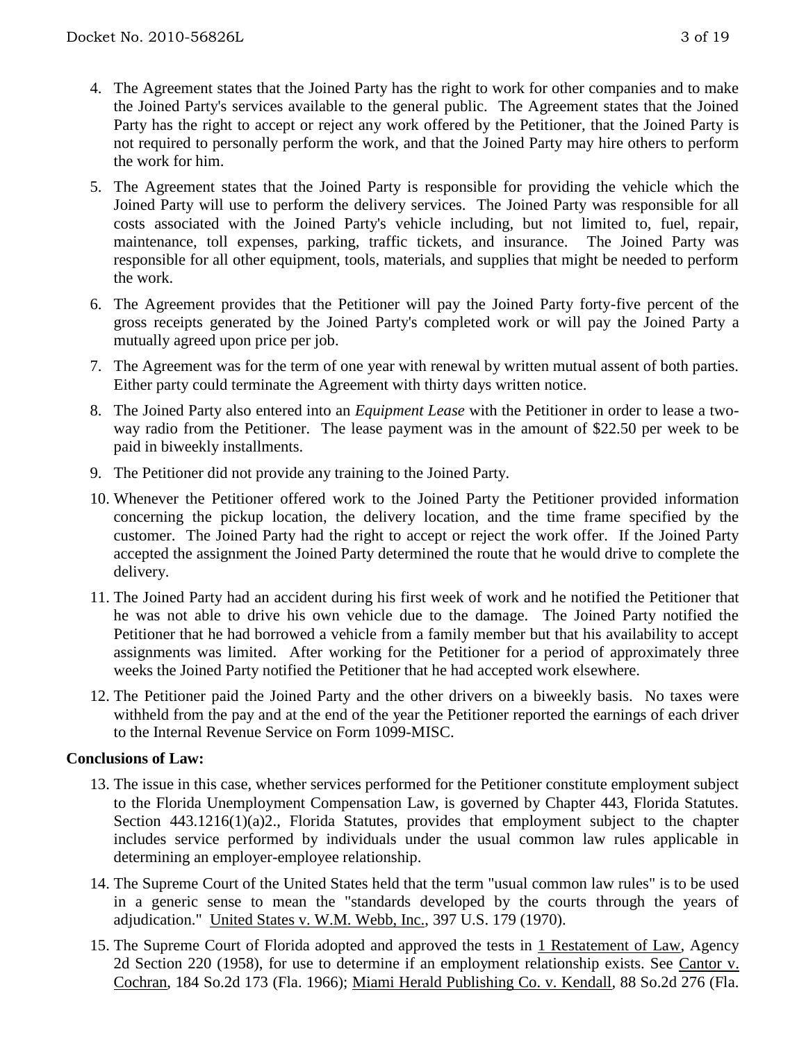4. The Agreement states that the Joined Party has the right to work for other companies and to make the Joined Party's services available to the general public. The Agreement states that the Joined Party has the right to accept or reject any work offered by the Petitioner, that the Joined Party is not required to personally perform the work, and that the Joined Party may hire others to perform the work for him.
5. The Agreement states that the Joined Party is responsible for providing the vehicle which the Joined Party will use to perform the delivery services. The Joined Party was responsible for all costs associated with the Joined Party's vehicle including, but not limited to, fuel, repair, maintenance, toll expenses, parking, traffic tickets, and insurance. The Joined Party was responsible for all other equipment, tools, materials, and supplies that might be needed to perform the work.
6. The Agreement provides that the Petitioner will pay the Joined Party forty-five percent of the gross receipts generated by the Joined Party's completed work or will pay the Joined Party a mutually agreed upon price per job.
7. The Agreement was for the term of one year with renewal by written mutual assent of both parties. Either party could terminate the Agreement with thirty days written notice.
8. The Joined Party also entered into an *Equipment Lease* with the Petitioner in order to lease a two-way radio from the Petitioner. The lease payment was in the amount of $22.50 per week to be paid in biweekly installments.
9. The Petitioner did not provide any training to the Joined Party.
10. Whenever the Petitioner offered work to the Joined Party the Petitioner provided information concerning the pickup location, the delivery location, and the time frame specified by the customer. The Joined Party had the right to accept or reject the work offer. If the Joined Party accepted the assignment the Joined Party determined the route that he would drive to complete the delivery.
11. The Joined Party had an accident during his first week of work and he notified the Petitioner that he was not able to drive his own vehicle due to the damage. The Joined Party notified the Petitioner that he had borrowed a vehicle from a family member but that his availability to accept assignments was limited. After working for the Petitioner for a period of approximately three weeks the Joined Party notified the Petitioner that he had accepted work elsewhere.
12. The Petitioner paid the Joined Party and the other drivers on a biweekly basis. No taxes were withheld from the pay and at the end of the year the Petitioner reported the earnings of each driver to the Internal Revenue Service on Form 1099-MISC.

**Conclusions of Law:**

13. The issue in this case, whether services performed for the Petitioner constitute employment subject to the Florida Unemployment Compensation Law, is governed by Chapter 443, Florida Statutes. Section 443.1216(1)(a)2., Florida Statutes, provides that employment subject to the chapter includes service performed by individuals under the usual common law rules applicable in determining an employer-employee relationship.
14. The Supreme Court of the United States held that the term "usual common law rules" is to be used in a generic sense to mean the "standards developed by the courts through the years of adjudication." United States v. W.M. Webb, Inc., 397 U.S. 179 (1970).
15. The Supreme Court of Florida adopted and approved the tests in 1 Restatement of Law, Agency 2d Section 220 (1958), for use to determine if an employment relationship exists. See Cantor v. Cochran, 184 So.2d 173 (Fla. 1966); Miami Herald Publishing Co. v. Kendall, 88 So.2d 276 (Fla.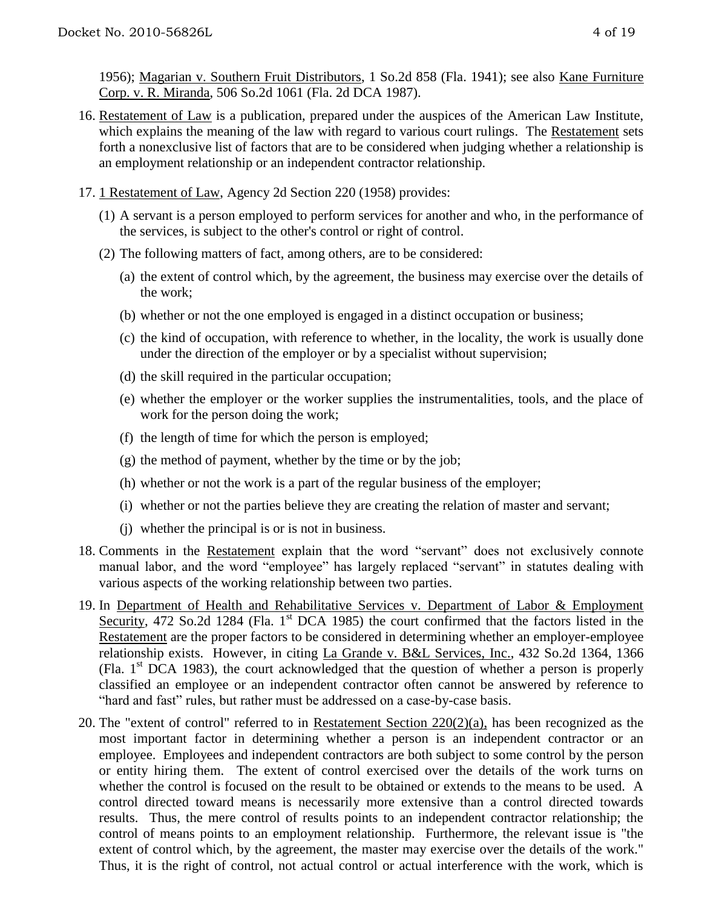1956); Magarian v. Southern Fruit Distributors, 1 So.2d 858 (Fla. 1941); see also Kane Furniture Corp. v. R. Miranda, 506 So.2d 1061 (Fla. 2d DCA 1987).

16. Restatement of Law is a publication, prepared under the auspices of the American Law Institute, which explains the meaning of the law with regard to various court rulings. The Restatement sets forth a nonexclusive list of factors that are to be considered when judging whether a relationship is an employment relationship or an independent contractor relationship.

17. 1 Restatement of Law, Agency 2d Section 220 (1958) provides:

    (1) A servant is a person employed to perform services for another and who, in the performance of the services, is subject to the other's control or right of control.

    (2) The following matters of fact, among others, are to be considered:

      (a) the extent of control which, by the agreement, the business may exercise over the details of the work;

      (b) whether or not the one employed is engaged in a distinct occupation or business;

      (c) the kind of occupation, with reference to whether, in the locality, the work is usually done under the direction of the employer or by a specialist without supervision;

      (d) the skill required in the particular occupation;

      (e) whether the employer or the worker supplies the instrumentalities, tools, and the place of work for the person doing the work;

      (f) the length of time for which the person is employed;

      (g) the method of payment, whether by the time or by the job;

      (h) whether or not the work is a part of the regular business of the employer;

      (i) whether or not the parties believe they are creating the relation of master and servant;

      (j) whether the principal is or is not in business.

18. Comments in the Restatement explain that the word "servant" does not exclusively connote manual labor, and the word "employee" has largely replaced "servant" in statutes dealing with various aspects of the working relationship between two parties.

19. In Department of Health and Rehabilitative Services v. Department of Labor & Employment Security, 472 So.2d 1284 (Fla. 1st DCA 1985) the court confirmed that the factors listed in the Restatement are the proper factors to be considered in determining whether an employer-employee relationship exists. However, in citing La Grande v. B&L Services, Inc., 432 So.2d 1364, 1366 (Fla. 1st DCA 1983), the court acknowledged that the question of whether a person is properly classified an employee or an independent contractor often cannot be answered by reference to "hard and fast" rules, but rather must be addressed on a case-by-case basis.

20. The "extent of control" referred to in Restatement Section 220(2)(a), has been recognized as the most important factor in determining whether a person is an independent contractor or an employee. Employees and independent contractors are both subject to some control by the person or entity hiring them. The extent of control exercised over the details of the work turns on whether the control is focused on the result to be obtained or extends to the means to be used. A control directed toward means is necessarily more extensive than a control directed towards results. Thus, the mere control of results points to an independent contractor relationship; the control of means points to an employment relationship. Furthermore, the relevant issue is "the extent of control which, by the agreement, the master may exercise over the details of the work." Thus, it is the right of control, not actual control or actual interference with the work, which is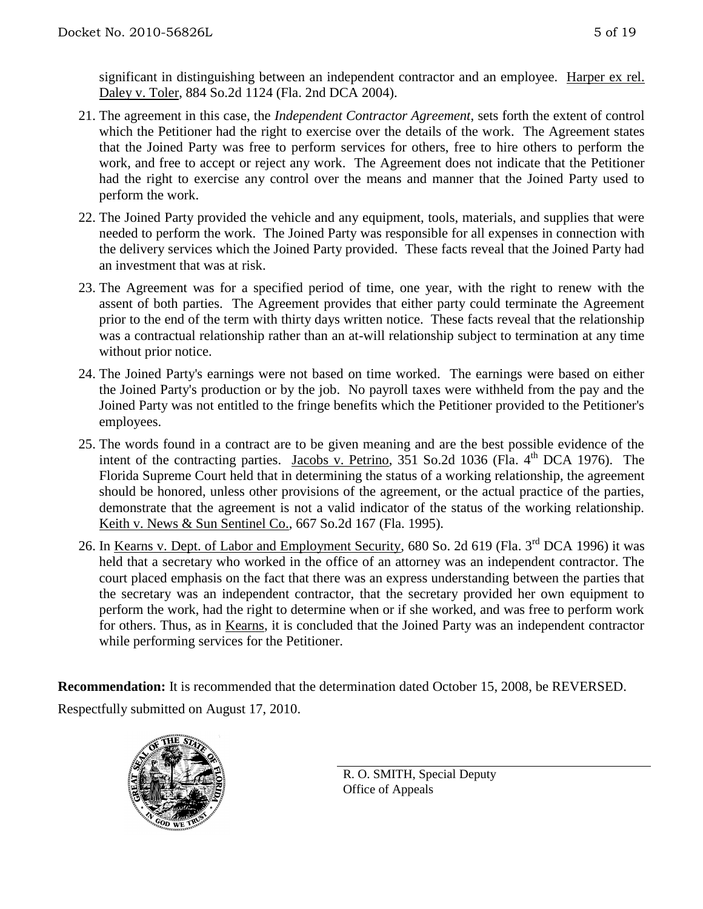significant in distinguishing between an independent contractor and an employee. Harper ex rel. Daley v. Toler, 884 So.2d 1124 (Fla. 2nd DCA 2004).

21. The agreement in this case, the *Independent Contractor Agreement*, sets forth the extent of control which the Petitioner had the right to exercise over the details of the work. The Agreement states that the Joined Party was free to perform services for others, free to hire others to perform the work, and free to accept or reject any work. The Agreement does not indicate that the Petitioner had the right to exercise any control over the means and manner that the Joined Party used to perform the work.

22. The Joined Party provided the vehicle and any equipment, tools, materials, and supplies that were needed to perform the work. The Joined Party was responsible for all expenses in connection with the delivery services which the Joined Party provided. These facts reveal that the Joined Party had an investment that was at risk.

23. The Agreement was for a specified period of time, one year, with the right to renew with the assent of both parties. The Agreement provides that either party could terminate the Agreement prior to the end of the term with thirty days written notice. These facts reveal that the relationship was a contractual relationship rather than an at-will relationship subject to termination at any time without prior notice.

24. The Joined Party's earnings were not based on time worked. The earnings were based on either the Joined Party's production or by the job. No payroll taxes were withheld from the pay and the Joined Party was not entitled to the fringe benefits which the Petitioner provided to the Petitioner's employees.

25. The words found in a contract are to be given meaning and are the best possible evidence of the intent of the contracting parties. Jacobs v. Petrino, 351 So.2d 1036 (Fla. 4th DCA 1976). The Florida Supreme Court held that in determining the status of a working relationship, the agreement should be honored, unless other provisions of the agreement, or the actual practice of the parties, demonstrate that the agreement is not a valid indicator of the status of the working relationship. Keith v. News & Sun Sentinel Co., 667 So.2d 167 (Fla. 1995).

26. In Kearns v. Dept. of Labor and Employment Security, 680 So. 2d 619 (Fla. 3rd DCA 1996) it was held that a secretary who worked in the office of an attorney was an independent contractor. The court placed emphasis on the fact that there was an express understanding between the parties that the secretary was an independent contractor, that the secretary provided her own equipment to perform the work, had the right to determine when or if she worked, and was free to perform work for others. Thus, as in Kearns, it is concluded that the Joined Party was an independent contractor while performing services for the Petitioner.

**Recommendation:** It is recommended that the determination dated October 15, 2008, be REVERSED.

Respectfully submitted on August 17, 2010.

R. O. SMITH, Special Deputy
Office of Appeals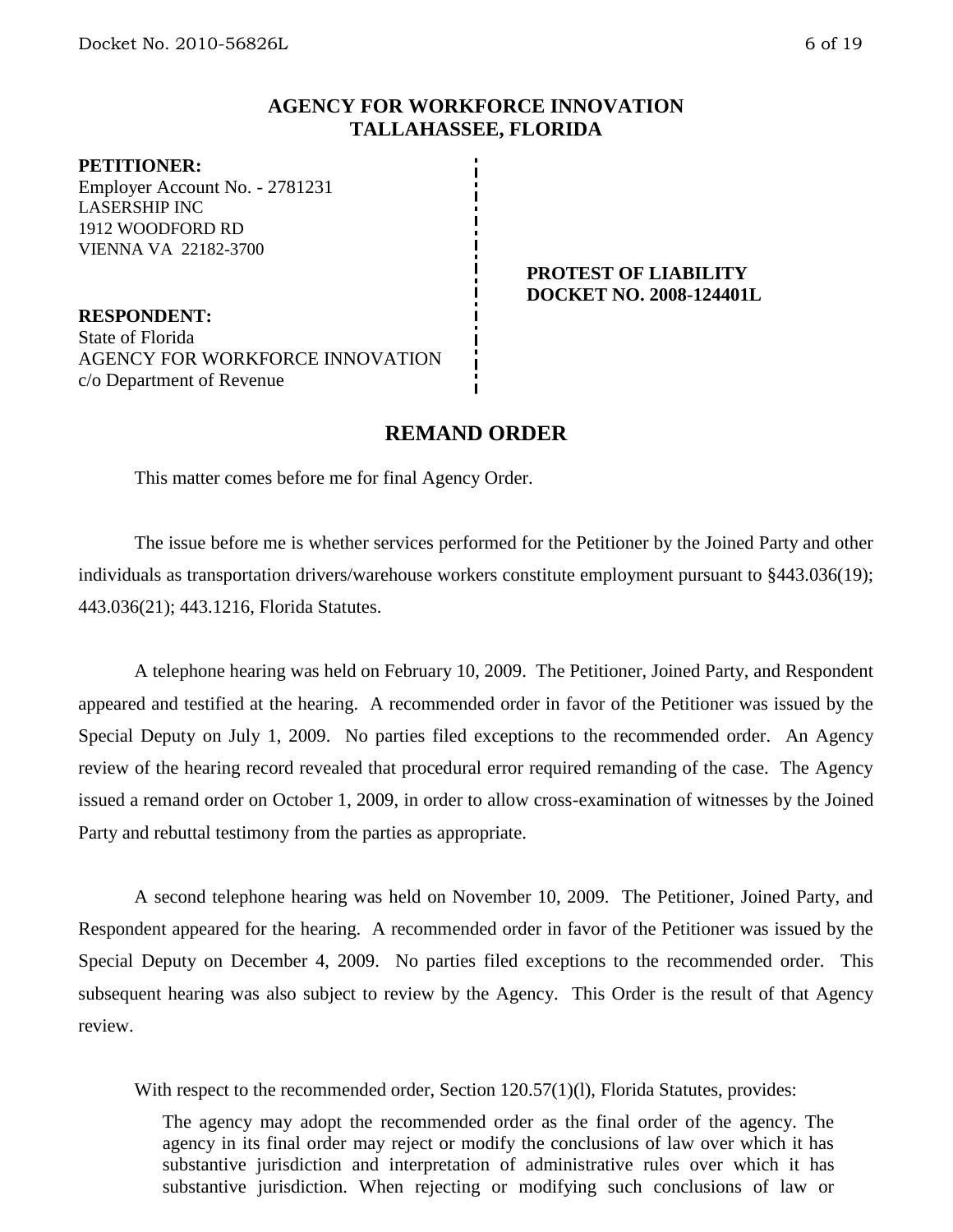**AGENCY FOR WORKFORCE INNOVATION**
**TALLAHASSEE, FLORIDA**

**PETITIONER:**
Employer Account No. - 2781231
LASERSHIP INC
1912 WOODFORD RD
VIENNA VA 22182-3700

**PROTEST OF LIABILITY**
**DOCKET NO. 2008-124401L**

**RESPONDENT:**
State of Florida
AGENCY FOR WORKFORCE INNOVATION
c/o Department of Revenue

## REMAND ORDER

This matter comes before me for final Agency Order.

The issue before me is whether services performed for the Petitioner by the Joined Party and other individuals as transportation drivers/warehouse workers constitute employment pursuant to §443.036(19); 443.036(21); 443.1216, Florida Statutes.

A telephone hearing was held on February 10, 2009. The Petitioner, Joined Party, and Respondent appeared and testified at the hearing. A recommended order in favor of the Petitioner was issued by the Special Deputy on July 1, 2009. No parties filed exceptions to the recommended order. An Agency review of the hearing record revealed that procedural error required remanding of the case. The Agency issued a remand order on October 1, 2009, in order to allow cross-examination of witnesses by the Joined Party and rebuttal testimony from the parties as appropriate.

A second telephone hearing was held on November 10, 2009. The Petitioner, Joined Party, and Respondent appeared for the hearing. A recommended order in favor of the Petitioner was issued by the Special Deputy on December 4, 2009. No parties filed exceptions to the recommended order. This subsequent hearing was also subject to review by the Agency. This Order is the result of that Agency review.

With respect to the recommended order, Section 120.57(1)(l), Florida Statutes, provides:

> The agency may adopt the recommended order as the final order of the agency. The agency in its final order may reject or modify the conclusions of law over which it has substantive jurisdiction and interpretation of administrative rules over which it has substantive jurisdiction. When rejecting or modifying such conclusions of law or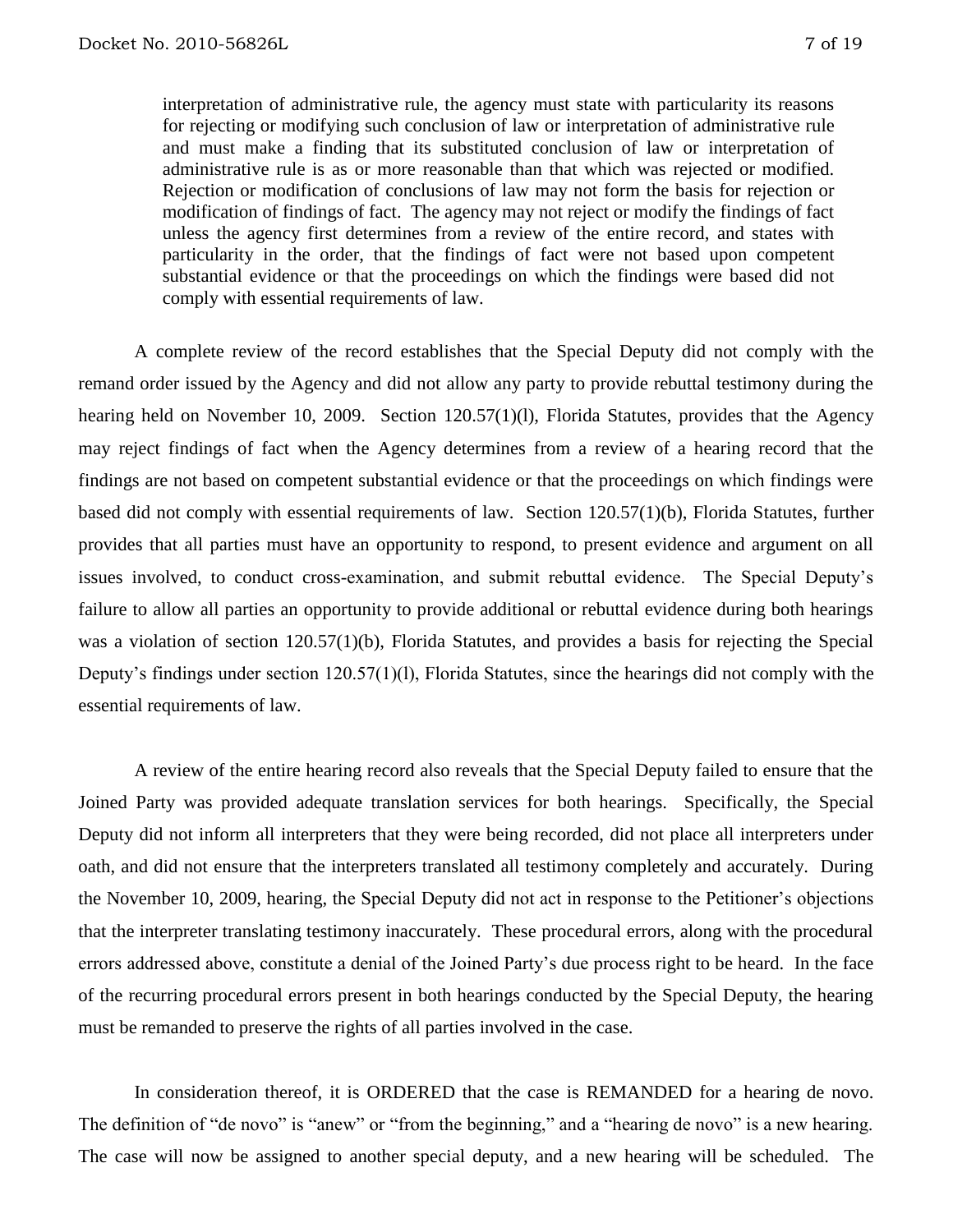> interpretation of administrative rule, the agency must state with particularity its reasons for rejecting or modifying such conclusion of law or interpretation of administrative rule and must make a finding that its substituted conclusion of law or interpretation of administrative rule is as or more reasonable than that which was rejected or modified. Rejection or modification of conclusions of law may not form the basis for rejection or modification of findings of fact. The agency may not reject or modify the findings of fact unless the agency first determines from a review of the entire record, and states with particularity in the order, that the findings of fact were not based upon competent substantial evidence or that the proceedings on which the findings were based did not comply with essential requirements of law.

A complete review of the record establishes that the Special Deputy did not comply with the remand order issued by the Agency and did not allow any party to provide rebuttal testimony during the hearing held on November 10, 2009. Section 120.57(1)(l), Florida Statutes, provides that the Agency may reject findings of fact when the Agency determines from a review of a hearing record that the findings are not based on competent substantial evidence or that the proceedings on which findings were based did not comply with essential requirements of law. Section 120.57(1)(b), Florida Statutes, further provides that all parties must have an opportunity to respond, to present evidence and argument on all issues involved, to conduct cross-examination, and submit rebuttal evidence. The Special Deputy's failure to allow all parties an opportunity to provide additional or rebuttal evidence during both hearings was a violation of section 120.57(1)(b), Florida Statutes, and provides a basis for rejecting the Special Deputy's findings under section 120.57(1)(l), Florida Statutes, since the hearings did not comply with the essential requirements of law.

A review of the entire hearing record also reveals that the Special Deputy failed to ensure that the Joined Party was provided adequate translation services for both hearings. Specifically, the Special Deputy did not inform all interpreters that they were being recorded, did not place all interpreters under oath, and did not ensure that the interpreters translated all testimony completely and accurately. During the November 10, 2009, hearing, the Special Deputy did not act in response to the Petitioner's objections that the interpreter translating testimony inaccurately. These procedural errors, along with the procedural errors addressed above, constitute a denial of the Joined Party's due process right to be heard. In the face of the recurring procedural errors present in both hearings conducted by the Special Deputy, the hearing must be remanded to preserve the rights of all parties involved in the case.

In consideration thereof, it is ORDERED that the case is REMANDED for a hearing de novo. The definition of "de novo" is "anew" or "from the beginning," and a "hearing de novo" is a new hearing. The case will now be assigned to another special deputy, and a new hearing will be scheduled. The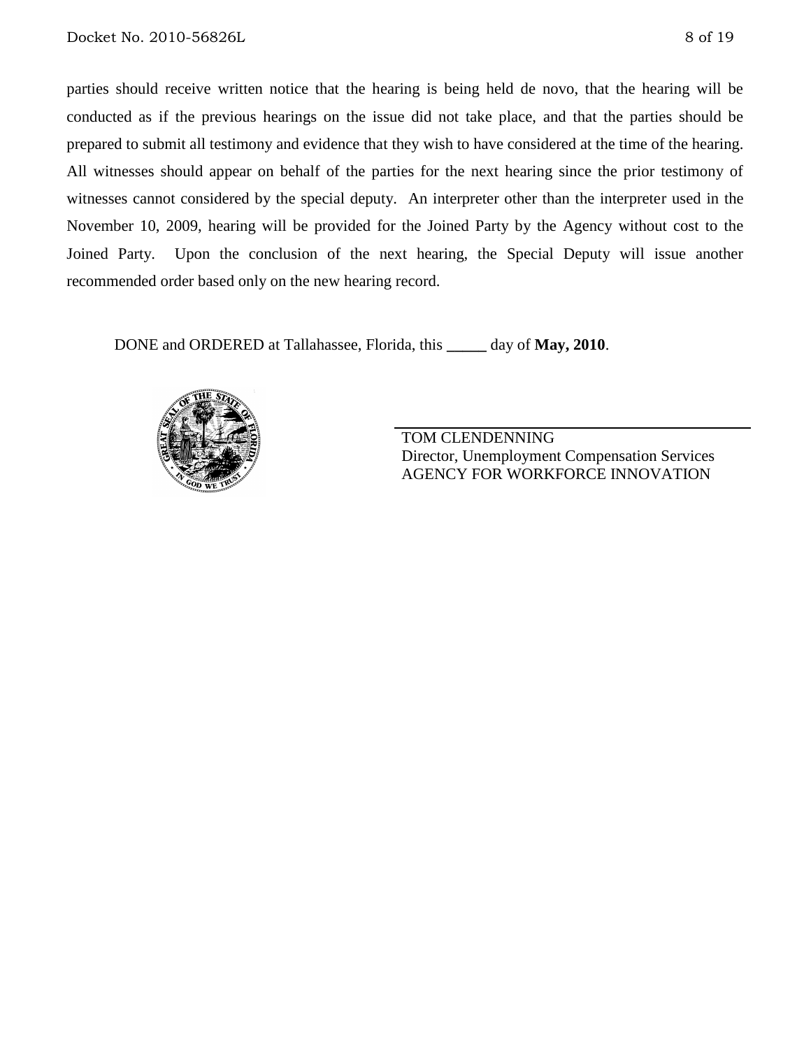parties should receive written notice that the hearing is being held de novo, that the hearing will be conducted as if the previous hearings on the issue did not take place, and that the parties should be prepared to submit all testimony and evidence that they wish to have considered at the time of the hearing. All witnesses should appear on behalf of the parties for the next hearing since the prior testimony of witnesses cannot considered by the special deputy. An interpreter other than the interpreter used in the November 10, 2009, hearing will be provided for the Joined Party by the Agency without cost to the Joined Party. Upon the conclusion of the next hearing, the Special Deputy will issue another recommended order based only on the new hearing record.

DONE and ORDERED at Tallahassee, Florida, this _____ day of **May, 2010**.

TOM CLENDENNING
Director, Unemployment Compensation Services
AGENCY FOR WORKFORCE INNOVATION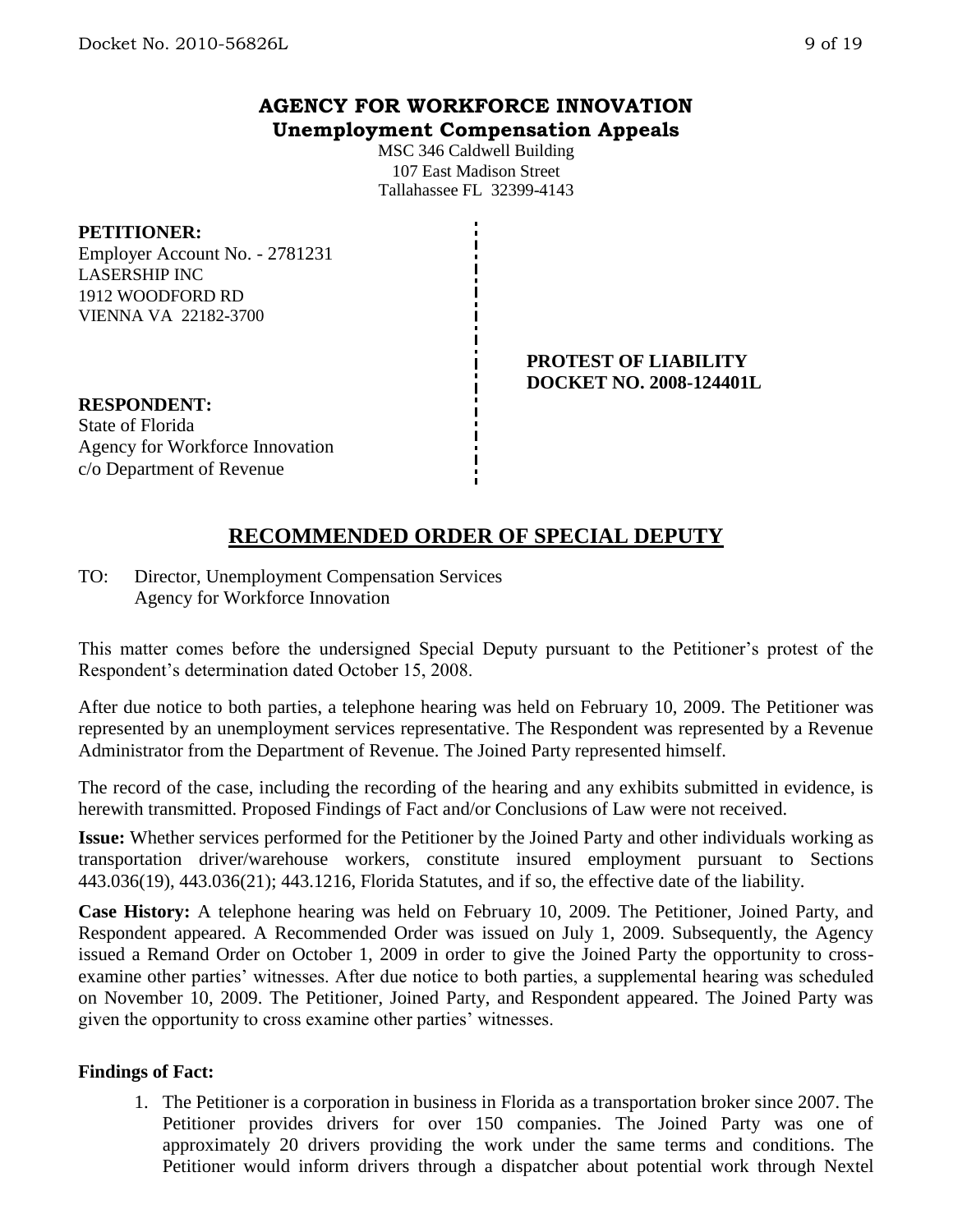# AGENCY FOR WORKFORCE INNOVATION
## Unemployment Compensation Appeals

MSC 346 Caldwell Building
107 East Madison Street
Tallahassee FL 32399-4143

**PETITIONER:**
Employer Account No. - 2781231
LASERSHIP INC
1912 WOODFORD RD
VIENNA VA 22182-3700

**PROTEST OF LIABILITY**
**DOCKET NO. 2008-124401L**

**RESPONDENT:**
State of Florida
Agency for Workforce Innovation
c/o Department of Revenue

## RECOMMENDED ORDER OF SPECIAL DEPUTY

TO: Director, Unemployment Compensation Services
Agency for Workforce Innovation

This matter comes before the undersigned Special Deputy pursuant to the Petitioner's protest of the Respondent's determination dated October 15, 2008.

After due notice to both parties, a telephone hearing was held on February 10, 2009. The Petitioner was represented by an unemployment services representative. The Respondent was represented by a Revenue Administrator from the Department of Revenue. The Joined Party represented himself.

The record of the case, including the recording of the hearing and any exhibits submitted in evidence, is herewith transmitted. Proposed Findings of Fact and/or Conclusions of Law were not received.

**Issue:** Whether services performed for the Petitioner by the Joined Party and other individuals working as transportation driver/warehouse workers, constitute insured employment pursuant to Sections 443.036(19), 443.036(21); 443.1216, Florida Statutes, and if so, the effective date of the liability.

**Case History:** A telephone hearing was held on February 10, 2009. The Petitioner, Joined Party, and Respondent appeared. A Recommended Order was issued on July 1, 2009. Subsequently, the Agency issued a Remand Order on October 1, 2009 in order to give the Joined Party the opportunity to cross-examine other parties' witnesses. After due notice to both parties, a supplemental hearing was scheduled on November 10, 2009. The Petitioner, Joined Party, and Respondent appeared. The Joined Party was given the opportunity to cross examine other parties' witnesses.

**Findings of Fact:**

1. The Petitioner is a corporation in business in Florida as a transportation broker since 2007. The Petitioner provides drivers for over 150 companies. The Joined Party was one of approximately 20 drivers providing the work under the same terms and conditions. The Petitioner would inform drivers through a dispatcher about potential work through Nextel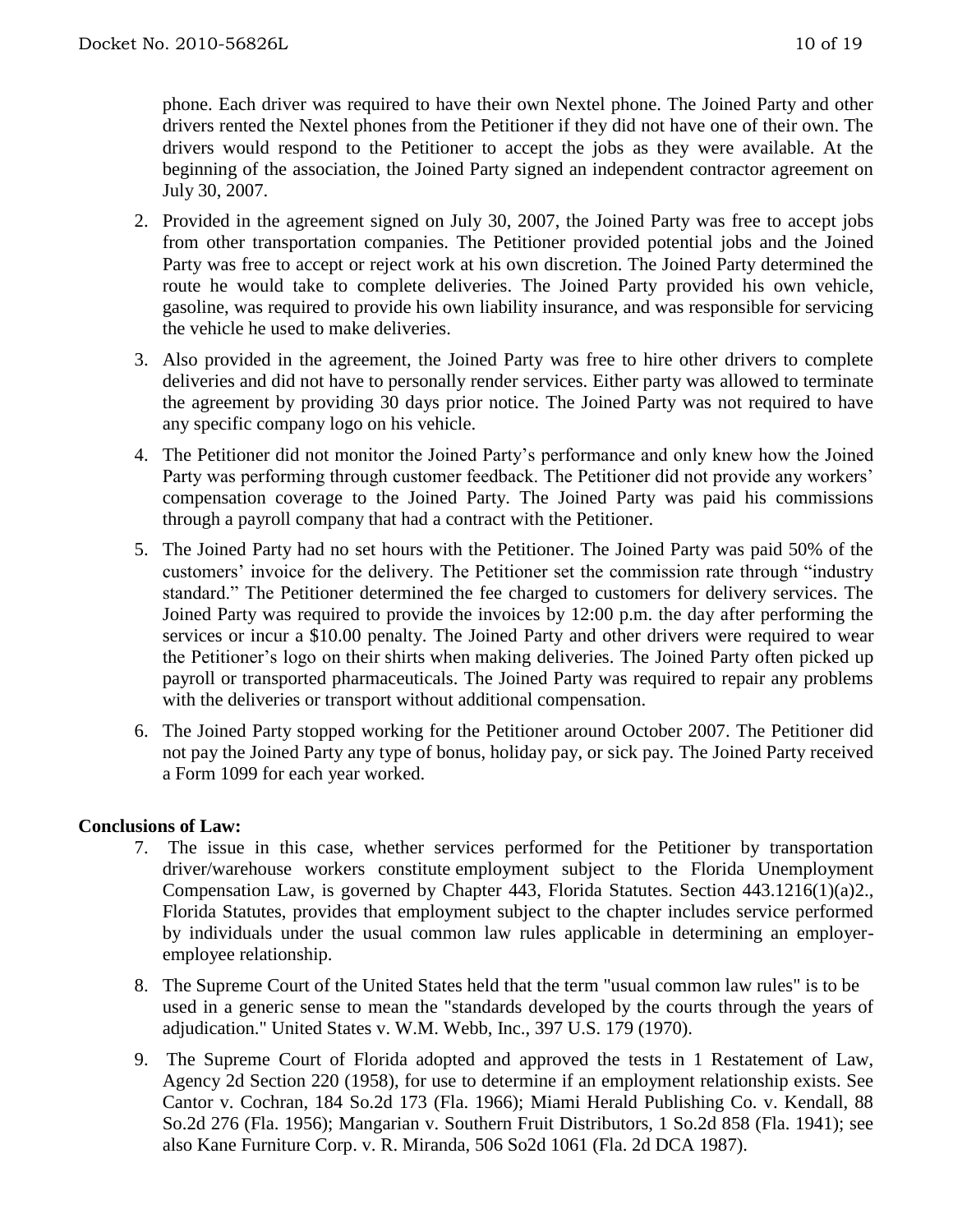phone. Each driver was required to have their own Nextel phone. The Joined Party and other drivers rented the Nextel phones from the Petitioner if they did not have one of their own. The drivers would respond to the Petitioner to accept the jobs as they were available. At the beginning of the association, the Joined Party signed an independent contractor agreement on July 30, 2007.

2. Provided in the agreement signed on July 30, 2007, the Joined Party was free to accept jobs from other transportation companies. The Petitioner provided potential jobs and the Joined Party was free to accept or reject work at his own discretion. The Joined Party determined the route he would take to complete deliveries. The Joined Party provided his own vehicle, gasoline, was required to provide his own liability insurance, and was responsible for servicing the vehicle he used to make deliveries.
3. Also provided in the agreement, the Joined Party was free to hire other drivers to complete deliveries and did not have to personally render services. Either party was allowed to terminate the agreement by providing 30 days prior notice. The Joined Party was not required to have any specific company logo on his vehicle.
4. The Petitioner did not monitor the Joined Party's performance and only knew how the Joined Party was performing through customer feedback. The Petitioner did not provide any workers' compensation coverage to the Joined Party. The Joined Party was paid his commissions through a payroll company that had a contract with the Petitioner.
5. The Joined Party had no set hours with the Petitioner. The Joined Party was paid 50% of the customers' invoice for the delivery. The Petitioner set the commission rate through "industry standard." The Petitioner determined the fee charged to customers for delivery services. The Joined Party was required to provide the invoices by 12:00 p.m. the day after performing the services or incur a $10.00 penalty. The Joined Party and other drivers were required to wear the Petitioner's logo on their shirts when making deliveries. The Joined Party often picked up payroll or transported pharmaceuticals. The Joined Party was required to repair any problems with the deliveries or transport without additional compensation.
6. The Joined Party stopped working for the Petitioner around October 2007. The Petitioner did not pay the Joined Party any type of bonus, holiday pay, or sick pay. The Joined Party received a Form 1099 for each year worked.

**Conclusions of Law:**

7. The issue in this case, whether services performed for the Petitioner by transportation driver/warehouse workers constitute employment subject to the Florida Unemployment Compensation Law, is governed by Chapter 443, Florida Statutes. Section 443.1216(1)(a)2., Florida Statutes, provides that employment subject to the chapter includes service performed by individuals under the usual common law rules applicable in determining an employer-employee relationship.
8. The Supreme Court of the United States held that the term "usual common law rules" is to be used in a generic sense to mean the "standards developed by the courts through the years of adjudication." United States v. W.M. Webb, Inc., 397 U.S. 179 (1970).
9. The Supreme Court of Florida adopted and approved the tests in 1 Restatement of Law, Agency 2d Section 220 (1958), for use to determine if an employment relationship exists. See Cantor v. Cochran, 184 So.2d 173 (Fla. 1966); Miami Herald Publishing Co. v. Kendall, 88 So.2d 276 (Fla. 1956); Mangarian v. Southern Fruit Distributors, 1 So.2d 858 (Fla. 1941); see also Kane Furniture Corp. v. R. Miranda, 506 So2d 1061 (Fla. 2d DCA 1987).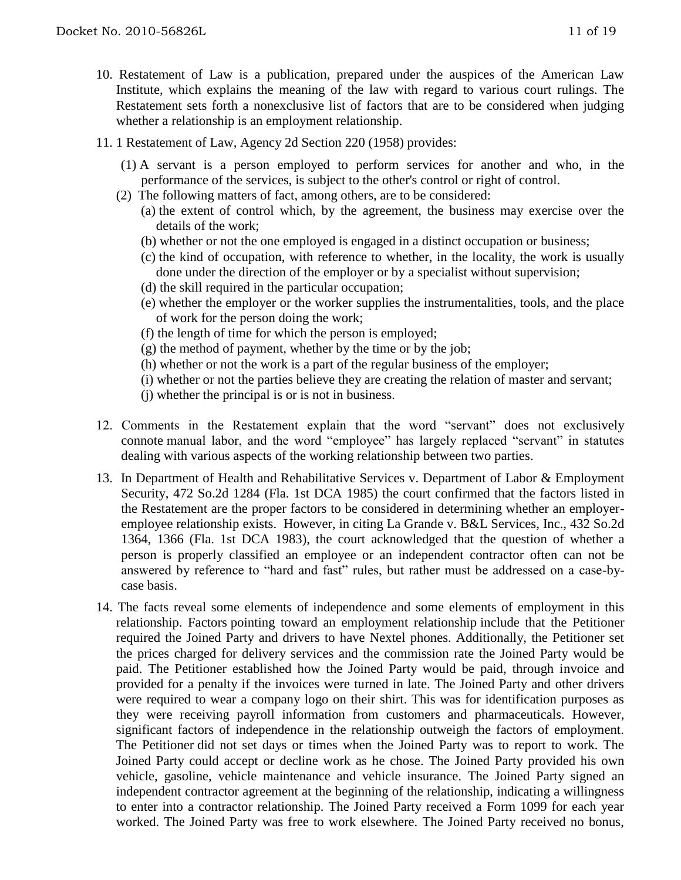10. Restatement of Law is a publication, prepared under the auspices of the American Law Institute, which explains the meaning of the law with regard to various court rulings. The Restatement sets forth a nonexclusive list of factors that are to be considered when judging whether a relationship is an employment relationship.

11. 1 Restatement of Law, Agency 2d Section 220 (1958) provides:

    (1) A servant is a person employed to perform services for another and who, in the performance of the services, is subject to the other's control or right of control.

    (2) The following matters of fact, among others, are to be considered:

    (a) the extent of control which, by the agreement, the business may exercise over the details of the work;

    (b) whether or not the one employed is engaged in a distinct occupation or business;

    (c) the kind of occupation, with reference to whether, in the locality, the work is usually done under the direction of the employer or by a specialist without supervision;

    (d) the skill required in the particular occupation;

    (e) whether the employer or the worker supplies the instrumentalities, tools, and the place of work for the person doing the work;

    (f) the length of time for which the person is employed;

    (g) the method of payment, whether by the time or by the job;

    (h) whether or not the work is a part of the regular business of the employer;

    (i) whether or not the parties believe they are creating the relation of master and servant;

    (j) whether the principal is or is not in business.

12. Comments in the Restatement explain that the word "servant" does not exclusively connote manual labor, and the word "employee" has largely replaced "servant" in statutes dealing with various aspects of the working relationship between two parties.

13. In Department of Health and Rehabilitative Services v. Department of Labor & Employment Security, 472 So.2d 1284 (Fla. 1st DCA 1985) the court confirmed that the factors listed in the Restatement are the proper factors to be considered in determining whether an employer-employee relationship exists. However, in citing La Grande v. B&L Services, Inc., 432 So.2d 1364, 1366 (Fla. 1st DCA 1983), the court acknowledged that the question of whether a person is properly classified an employee or an independent contractor often can not be answered by reference to "hard and fast" rules, but rather must be addressed on a case-by-case basis.

14. The facts reveal some elements of independence and some elements of employment in this relationship. Factors pointing toward an employment relationship include that the Petitioner required the Joined Party and drivers to have Nextel phones. Additionally, the Petitioner set the prices charged for delivery services and the commission rate the Joined Party would be paid. The Petitioner established how the Joined Party would be paid, through invoice and provided for a penalty if the invoices were turned in late. The Joined Party and other drivers were required to wear a company logo on their shirt. This was for identification purposes as they were receiving payroll information from customers and pharmaceuticals. However, significant factors of independence in the relationship outweigh the factors of employment. The Petitioner did not set days or times when the Joined Party was to report to work. The Joined Party could accept or decline work as he chose. The Joined Party provided his own vehicle, gasoline, vehicle maintenance and vehicle insurance. The Joined Party signed an independent contractor agreement at the beginning of the relationship, indicating a willingness to enter into a contractor relationship. The Joined Party received a Form 1099 for each year worked. The Joined Party was free to work elsewhere. The Joined Party received no bonus,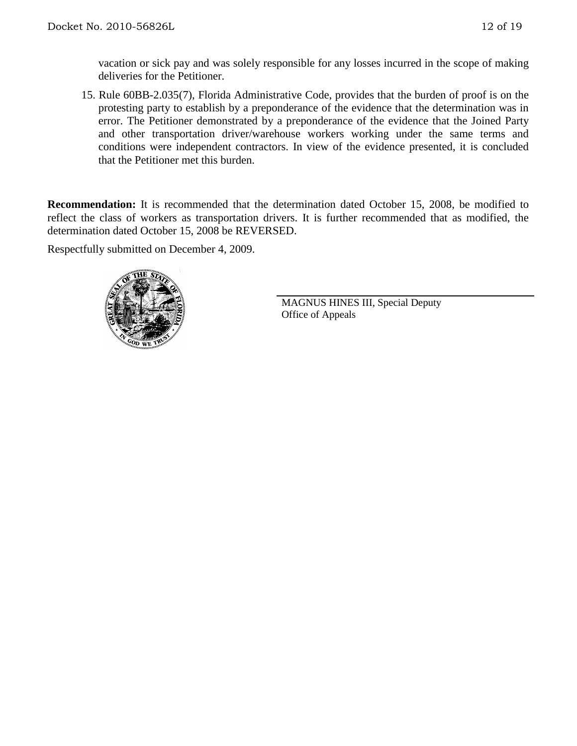vacation or sick pay and was solely responsible for any losses incurred in the scope of making deliveries for the Petitioner.

15. Rule 60BB-2.035(7), Florida Administrative Code, provides that the burden of proof is on the protesting party to establish by a preponderance of the evidence that the determination was in error. The Petitioner demonstrated by a preponderance of the evidence that the Joined Party and other transportation driver/warehouse workers working under the same terms and conditions were independent contractors. In view of the evidence presented, it is concluded that the Petitioner met this burden.

**Recommendation:** It is recommended that the determination dated October 15, 2008, be modified to reflect the class of workers as transportation drivers. It is further recommended that as modified, the determination dated October 15, 2008 be REVERSED.

Respectfully submitted on December 4, 2009.

MAGNUS HINES III, Special Deputy
Office of Appeals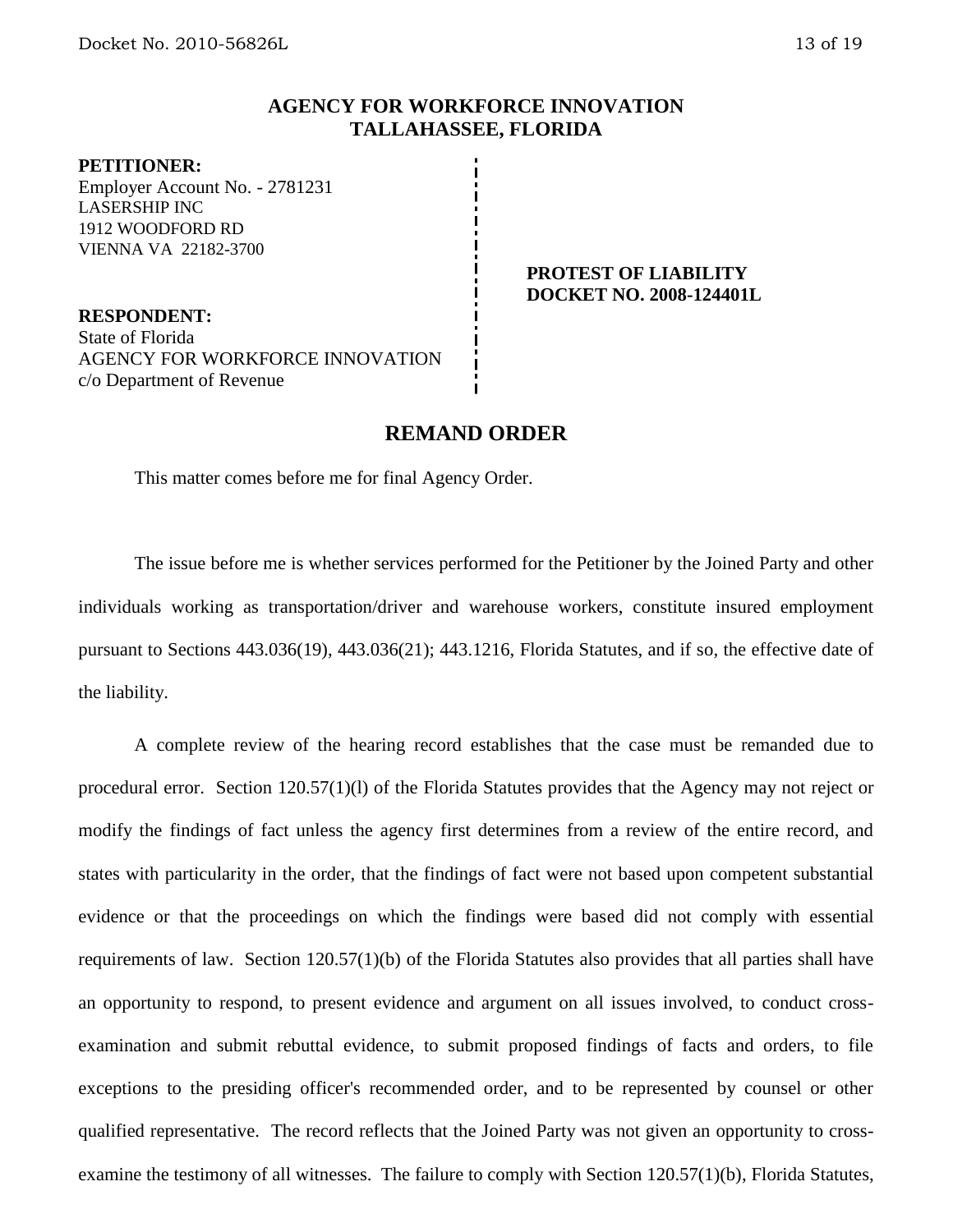**AGENCY FOR WORKFORCE INNOVATION**
**TALLAHASSEE, FLORIDA**

**PETITIONER:**
Employer Account No. - 2781231
LASERSHIP INC
1912 WOODFORD RD
VIENNA VA 22182-3700

**PROTEST OF LIABILITY**
**DOCKET NO. 2008-124401L**

**RESPONDENT:**
State of Florida
AGENCY FOR WORKFORCE INNOVATION
c/o Department of Revenue

## REMAND ORDER

This matter comes before me for final Agency Order.

The issue before me is whether services performed for the Petitioner by the Joined Party and other individuals working as transportation/driver and warehouse workers, constitute insured employment pursuant to Sections 443.036(19), 443.036(21); 443.1216, Florida Statutes, and if so, the effective date of the liability.

A complete review of the hearing record establishes that the case must be remanded due to procedural error. Section 120.57(1)(l) of the Florida Statutes provides that the Agency may not reject or modify the findings of fact unless the agency first determines from a review of the entire record, and states with particularity in the order, that the findings of fact were not based upon competent substantial evidence or that the proceedings on which the findings were based did not comply with essential requirements of law. Section 120.57(1)(b) of the Florida Statutes also provides that all parties shall have an opportunity to respond, to present evidence and argument on all issues involved, to conduct cross-examination and submit rebuttal evidence, to submit proposed findings of facts and orders, to file exceptions to the presiding officer's recommended order, and to be represented by counsel or other qualified representative. The record reflects that the Joined Party was not given an opportunity to cross-examine the testimony of all witnesses. The failure to comply with Section 120.57(1)(b), Florida Statutes,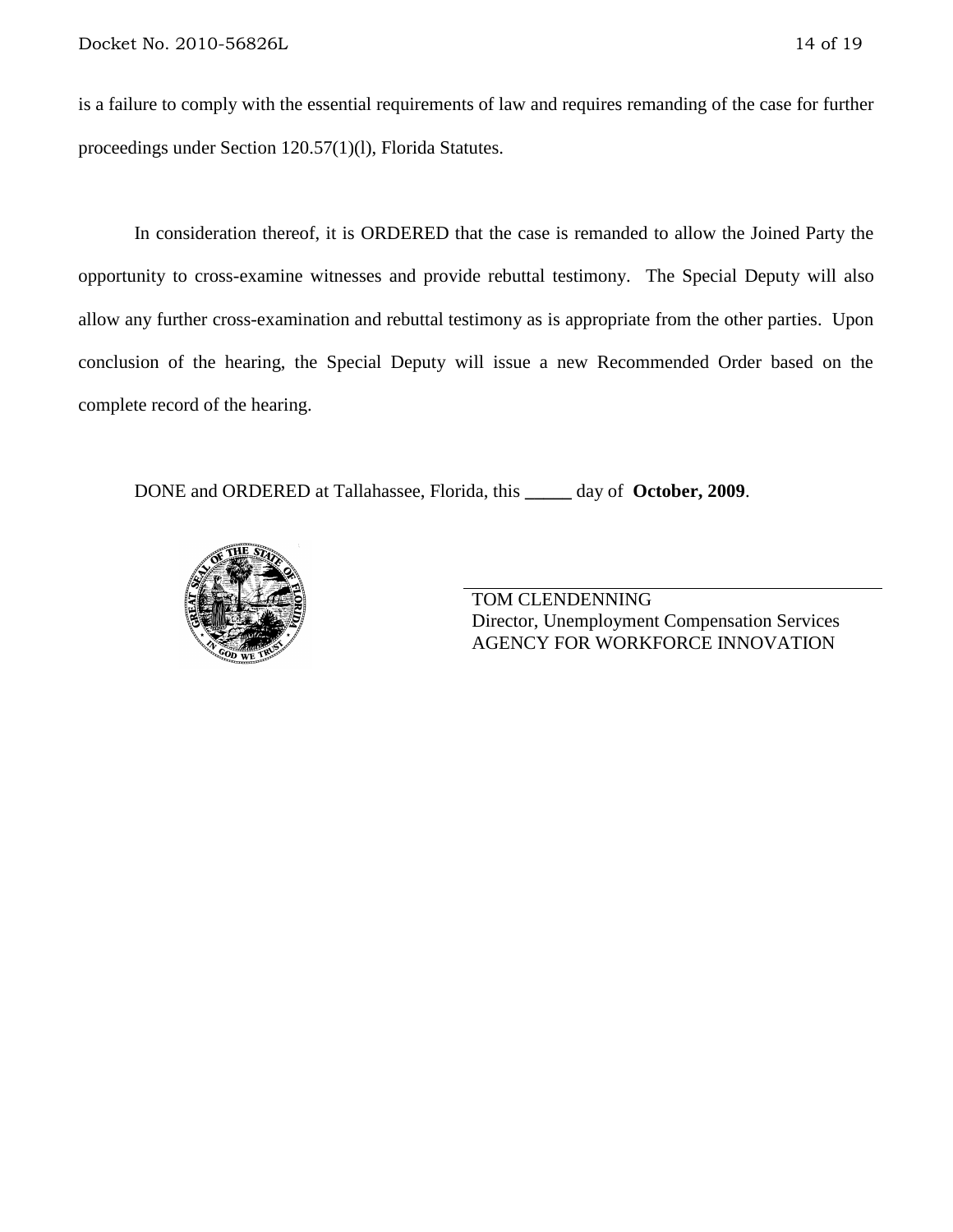is a failure to comply with the essential requirements of law and requires remanding of the case for further proceedings under Section 120.57(1)(l), Florida Statutes.

In consideration thereof, it is ORDERED that the case is remanded to allow the Joined Party the opportunity to cross-examine witnesses and provide rebuttal testimony. The Special Deputy will also allow any further cross-examination and rebuttal testimony as is appropriate from the other parties. Upon conclusion of the hearing, the Special Deputy will issue a new Recommended Order based on the complete record of the hearing.

DONE and ORDERED at Tallahassee, Florida, this _____ day of **October, 2009**.

TOM CLENDENNING
Director, Unemployment Compensation Services
AGENCY FOR WORKFORCE INNOVATION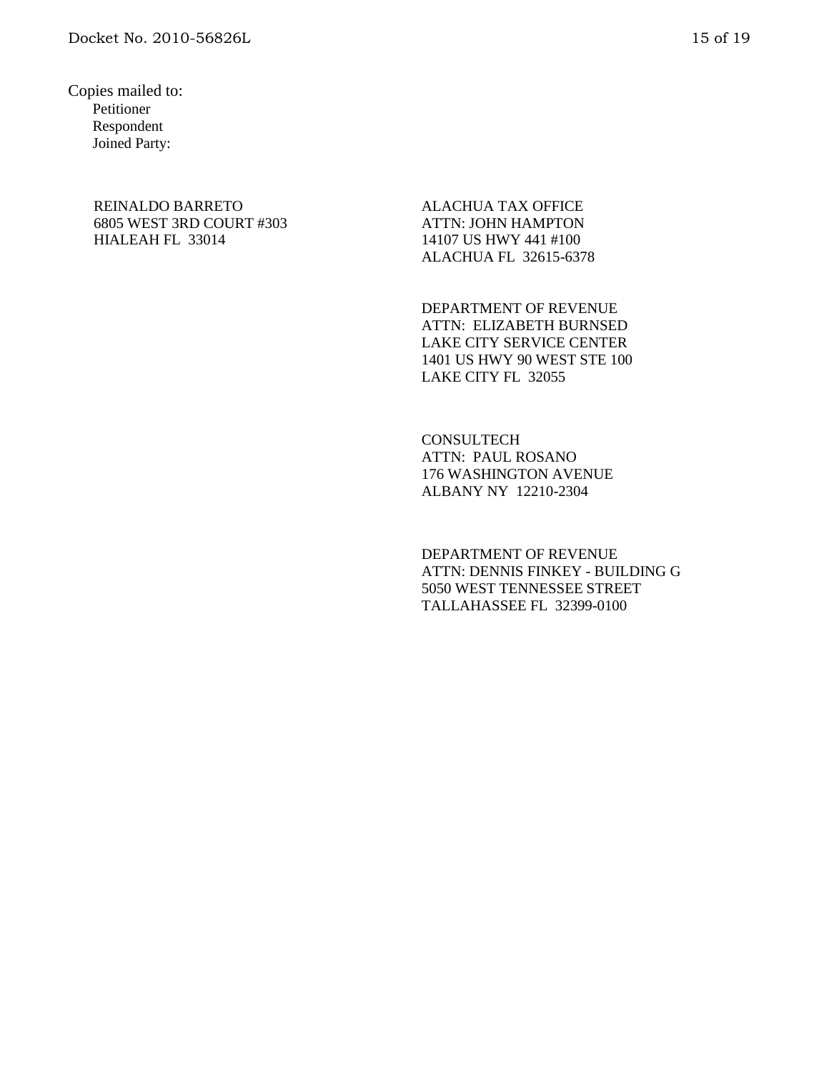Copies mailed to:
Petitioner
Respondent
Joined Party:

REINALDO BARRETO
6805 WEST 3RD COURT #303
HIALEAH FL 33014

ALACHUA TAX OFFICE
ATTN: JOHN HAMPTON
14107 US HWY 441 #100
ALACHUA FL 32615-6378

DEPARTMENT OF REVENUE
ATTN: ELIZABETH BURNSED
LAKE CITY SERVICE CENTER
1401 US HWY 90 WEST STE 100
LAKE CITY FL 32055

CONSULTECH
ATTN: PAUL ROSANO
176 WASHINGTON AVENUE
ALBANY NY 12210-2304

DEPARTMENT OF REVENUE
ATTN: DENNIS FINKEY - BUILDING G
5050 WEST TENNESSEE STREET
TALLAHASSEE FL 32399-0100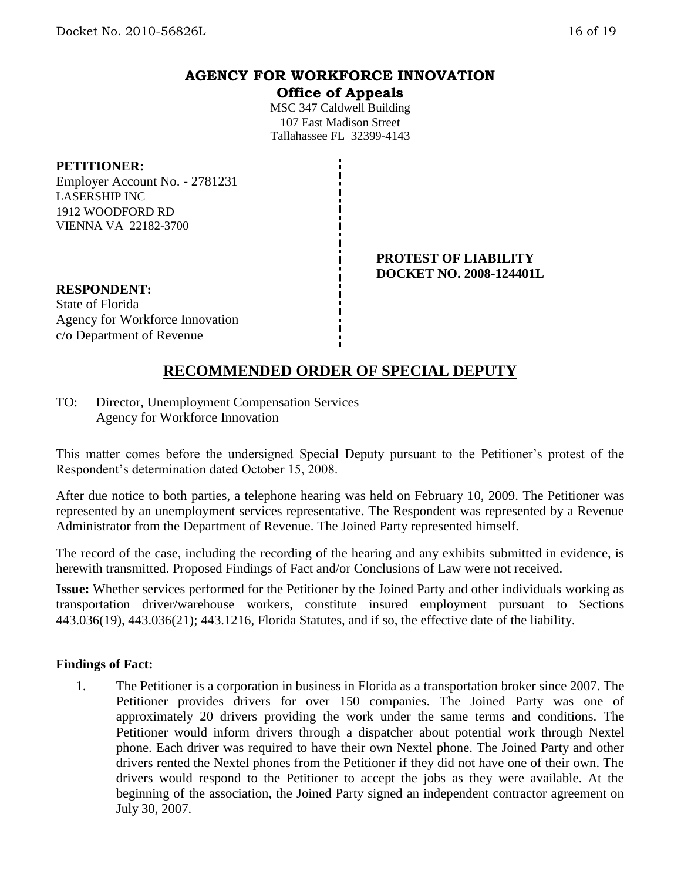# AGENCY FOR WORKFORCE INNOVATION
## Office of Appeals

MSC 347 Caldwell Building
107 East Madison Street
Tallahassee FL 32399-4143

**PETITIONER:**
Employer Account No. - 2781231
LASERSHIP INC
1912 WOODFORD RD
VIENNA VA 22182-3700

**PROTEST OF LIABILITY**
**DOCKET NO. 2008-124401L**

**RESPONDENT:**
State of Florida
Agency for Workforce Innovation
c/o Department of Revenue

## RECOMMENDED ORDER OF SPECIAL DEPUTY

TO: Director, Unemployment Compensation Services
Agency for Workforce Innovation

This matter comes before the undersigned Special Deputy pursuant to the Petitioner's protest of the Respondent's determination dated October 15, 2008.

After due notice to both parties, a telephone hearing was held on February 10, 2009. The Petitioner was represented by an unemployment services representative. The Respondent was represented by a Revenue Administrator from the Department of Revenue. The Joined Party represented himself.

The record of the case, including the recording of the hearing and any exhibits submitted in evidence, is herewith transmitted. Proposed Findings of Fact and/or Conclusions of Law were not received.

**Issue:** Whether services performed for the Petitioner by the Joined Party and other individuals working as transportation driver/warehouse workers, constitute insured employment pursuant to Sections 443.036(19), 443.036(21); 443.1216, Florida Statutes, and if so, the effective date of the liability.

**Findings of Fact:**

1. The Petitioner is a corporation in business in Florida as a transportation broker since 2007. The Petitioner provides drivers for over 150 companies. The Joined Party was one of approximately 20 drivers providing the work under the same terms and conditions. The Petitioner would inform drivers through a dispatcher about potential work through Nextel phone. Each driver was required to have their own Nextel phone. The Joined Party and other drivers rented the Nextel phones from the Petitioner if they did not have one of their own. The drivers would respond to the Petitioner to accept the jobs as they were available. At the beginning of the association, the Joined Party signed an independent contractor agreement on July 30, 2007.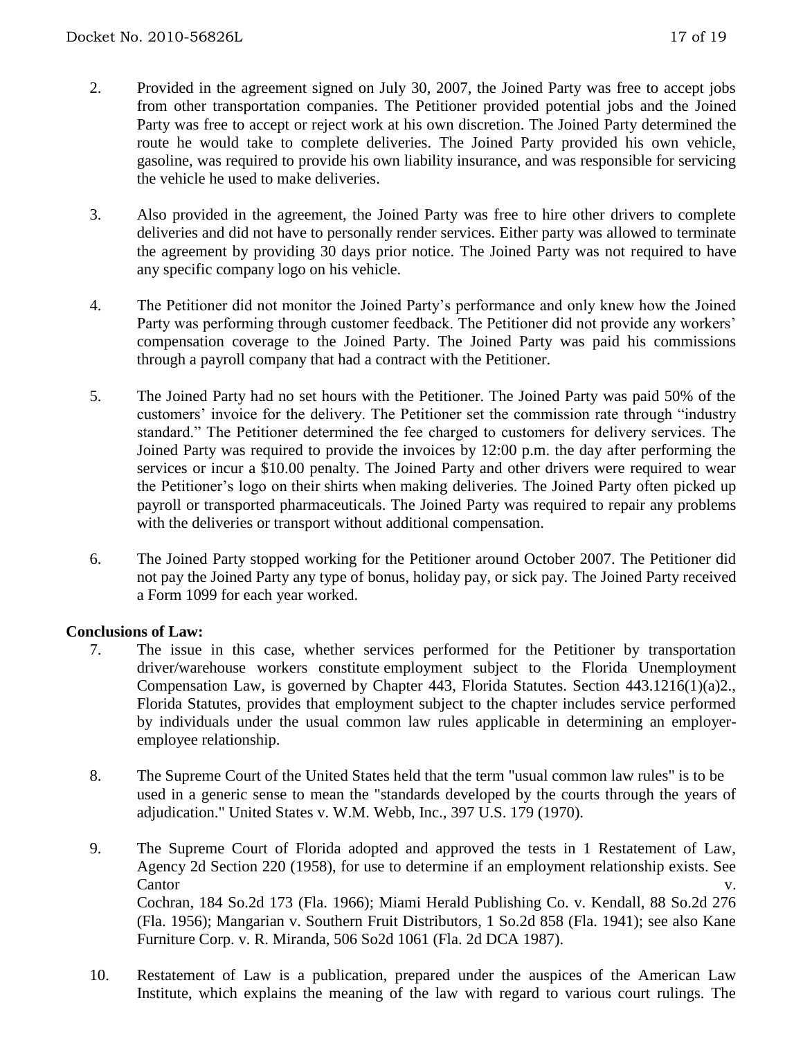2. Provided in the agreement signed on July 30, 2007, the Joined Party was free to accept jobs from other transportation companies. The Petitioner provided potential jobs and the Joined Party was free to accept or reject work at his own discretion. The Joined Party determined the route he would take to complete deliveries. The Joined Party provided his own vehicle, gasoline, was required to provide his own liability insurance, and was responsible for servicing the vehicle he used to make deliveries.

3. Also provided in the agreement, the Joined Party was free to hire other drivers to complete deliveries and did not have to personally render services. Either party was allowed to terminate the agreement by providing 30 days prior notice. The Joined Party was not required to have any specific company logo on his vehicle.

4. The Petitioner did not monitor the Joined Party's performance and only knew how the Joined Party was performing through customer feedback. The Petitioner did not provide any workers' compensation coverage to the Joined Party. The Joined Party was paid his commissions through a payroll company that had a contract with the Petitioner.

5. The Joined Party had no set hours with the Petitioner. The Joined Party was paid 50% of the customers' invoice for the delivery. The Petitioner set the commission rate through "industry standard." The Petitioner determined the fee charged to customers for delivery services. The Joined Party was required to provide the invoices by 12:00 p.m. the day after performing the services or incur a $10.00 penalty. The Joined Party and other drivers were required to wear the Petitioner's logo on their shirts when making deliveries. The Joined Party often picked up payroll or transported pharmaceuticals. The Joined Party was required to repair any problems with the deliveries or transport without additional compensation.

6. The Joined Party stopped working for the Petitioner around October 2007. The Petitioner did not pay the Joined Party any type of bonus, holiday pay, or sick pay. The Joined Party received a Form 1099 for each year worked.

**Conclusions of Law:**

7. The issue in this case, whether services performed for the Petitioner by transportation driver/warehouse workers constitute employment subject to the Florida Unemployment Compensation Law, is governed by Chapter 443, Florida Statutes. Section 443.1216(1)(a)2., Florida Statutes, provides that employment subject to the chapter includes service performed by individuals under the usual common law rules applicable in determining an employer-employee relationship.

8. The Supreme Court of the United States held that the term "usual common law rules" is to be used in a generic sense to mean the "standards developed by the courts through the years of adjudication." United States v. W.M. Webb, Inc., 397 U.S. 179 (1970).

9. The Supreme Court of Florida adopted and approved the tests in 1 Restatement of Law, Agency 2d Section 220 (1958), for use to determine if an employment relationship exists. See Cantor v. Cochran, 184 So.2d 173 (Fla. 1966); Miami Herald Publishing Co. v. Kendall, 88 So.2d 276 (Fla. 1956); Mangarian v. Southern Fruit Distributors, 1 So.2d 858 (Fla. 1941); see also Kane Furniture Corp. v. R. Miranda, 506 So2d 1061 (Fla. 2d DCA 1987).

10. Restatement of Law is a publication, prepared under the auspices of the American Law Institute, which explains the meaning of the law with regard to various court rulings. The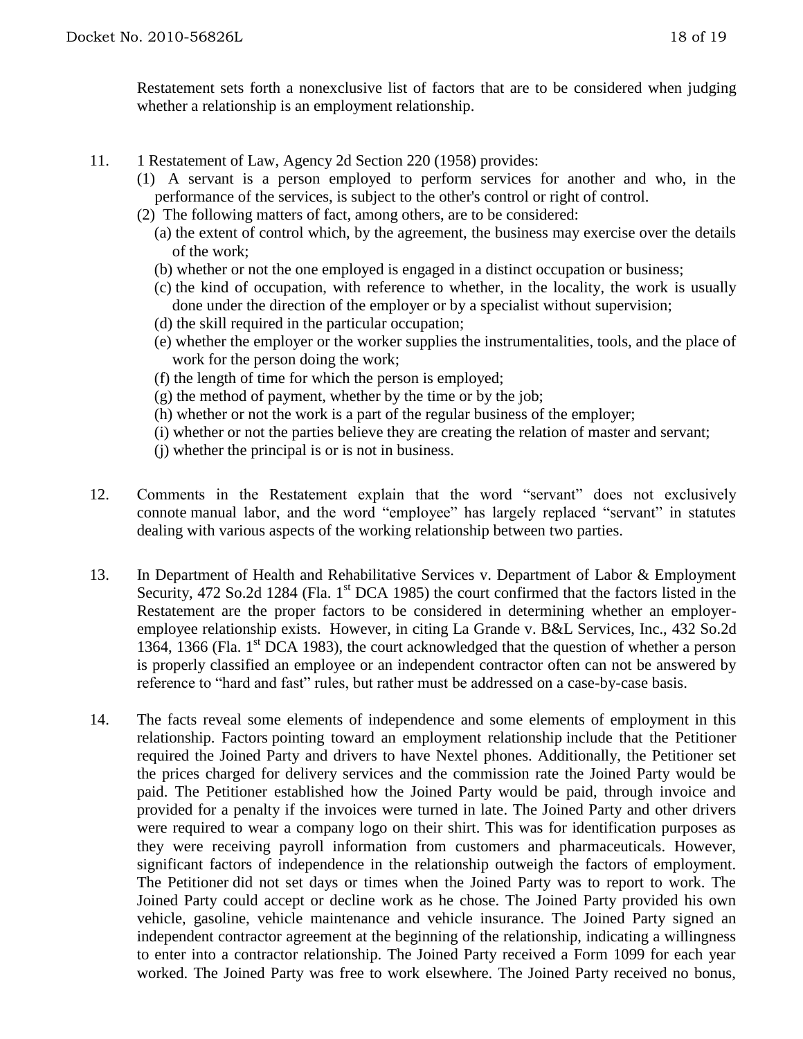Restatement sets forth a nonexclusive list of factors that are to be considered when judging whether a relationship is an employment relationship.

11. 1 Restatement of Law, Agency 2d Section 220 (1958) provides:
    (1) A servant is a person employed to perform services for another and who, in the performance of the services, is subject to the other's control or right of control.
    (2) The following matters of fact, among others, are to be considered:
        (a) the extent of control which, by the agreement, the business may exercise over the details of the work;
        (b) whether or not the one employed is engaged in a distinct occupation or business;
        (c) the kind of occupation, with reference to whether, in the locality, the work is usually done under the direction of the employer or by a specialist without supervision;
        (d) the skill required in the particular occupation;
        (e) whether the employer or the worker supplies the instrumentalities, tools, and the place of work for the person doing the work;
        (f) the length of time for which the person is employed;
        (g) the method of payment, whether by the time or by the job;
        (h) whether or not the work is a part of the regular business of the employer;
        (i) whether or not the parties believe they are creating the relation of master and servant;
        (j) whether the principal is or is not in business.

12. Comments in the Restatement explain that the word "servant" does not exclusively connote manual labor, and the word "employee" has largely replaced "servant" in statutes dealing with various aspects of the working relationship between two parties.

13. In Department of Health and Rehabilitative Services v. Department of Labor & Employment Security, 472 So.2d 1284 (Fla. 1st DCA 1985) the court confirmed that the factors listed in the Restatement are the proper factors to be considered in determining whether an employer-employee relationship exists. However, in citing La Grande v. B&L Services, Inc., 432 So.2d 1364, 1366 (Fla. 1st DCA 1983), the court acknowledged that the question of whether a person is properly classified an employee or an independent contractor often can not be answered by reference to "hard and fast" rules, but rather must be addressed on a case-by-case basis.

14. The facts reveal some elements of independence and some elements of employment in this relationship. Factors pointing toward an employment relationship include that the Petitioner required the Joined Party and drivers to have Nextel phones. Additionally, the Petitioner set the prices charged for delivery services and the commission rate the Joined Party would be paid. The Petitioner established how the Joined Party would be paid, through invoice and provided for a penalty if the invoices were turned in late. The Joined Party and other drivers were required to wear a company logo on their shirt. This was for identification purposes as they were receiving payroll information from customers and pharmaceuticals. However, significant factors of independence in the relationship outweigh the factors of employment. The Petitioner did not set days or times when the Joined Party was to report to work. The Joined Party could accept or decline work as he chose. The Joined Party provided his own vehicle, gasoline, vehicle maintenance and vehicle insurance. The Joined Party signed an independent contractor agreement at the beginning of the relationship, indicating a willingness to enter into a contractor relationship. The Joined Party received a Form 1099 for each year worked. The Joined Party was free to work elsewhere. The Joined Party received no bonus,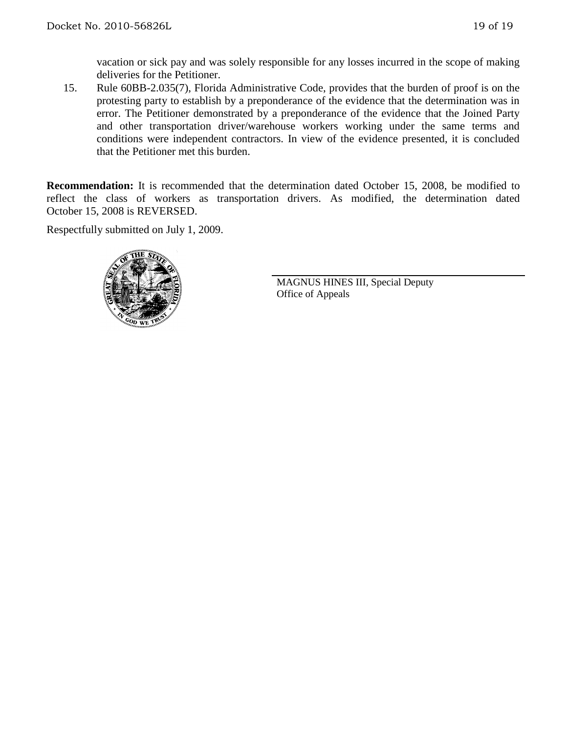vacation or sick pay and was solely responsible for any losses incurred in the scope of making deliveries for the Petitioner.

15. Rule 60BB-2.035(7), Florida Administrative Code, provides that the burden of proof is on the protesting party to establish by a preponderance of the evidence that the determination was in error. The Petitioner demonstrated by a preponderance of the evidence that the Joined Party and other transportation driver/warehouse workers working under the same terms and conditions were independent contractors. In view of the evidence presented, it is concluded that the Petitioner met this burden.

**Recommendation:** It is recommended that the determination dated October 15, 2008, be modified to reflect the class of workers as transportation drivers. As modified, the determination dated October 15, 2008 is REVERSED.

Respectfully submitted on July 1, 2009.

MAGNUS HINES III, Special Deputy
Office of Appeals